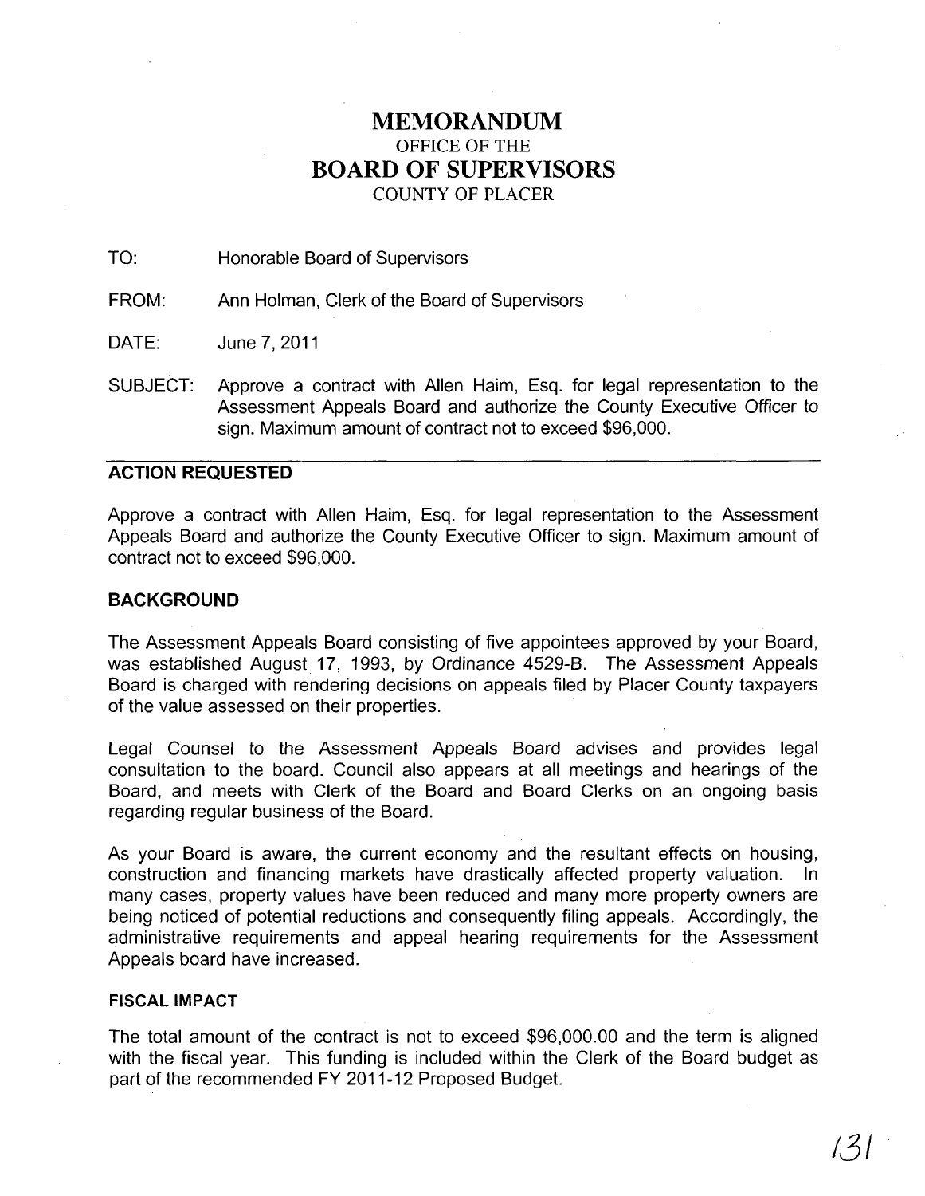# MEMORANDUM
## OFFICE OF THE
# BOARD OF SUPERVISORS
## COUNTY OF PLACER

TO: Honorable Board of Supervisors

FROM: Ann Holman, Clerk of the Board of Supervisors

DATE: June 7, 2011

SUBJECT: Approve a contract with Allen Haim, Esq. for legal representation to the Assessment Appeals Board and authorize the County Executive Officer to sign. Maximum amount of contract not to exceed $96,000.

---

### ACTION REQUESTED

Approve a contract with Allen Haim, Esq. for legal representation to the Assessment Appeals Board and authorize the County Executive Officer to sign. Maximum amount of contract not to exceed $96,000.

### BACKGROUND

The Assessment Appeals Board consisting of five appointees approved by your Board, was established August 17, 1993, by Ordinance 4529-B. The Assessment Appeals Board is charged with rendering decisions on appeals filed by Placer County taxpayers of the value assessed on their properties.

Legal Counsel to the Assessment Appeals Board advises and provides legal consultation to the board. Council also appears at all meetings and hearings of the Board, and meets with Clerk of the Board and Board Clerks on an ongoing basis regarding regular business of the Board.

As your Board is aware, the current economy and the resultant effects on housing, construction and financing markets have drastically affected property valuation. In many cases, property values have been reduced and many more property owners are being noticed of potential reductions and consequently filing appeals. Accordingly, the administrative requirements and appeal hearing requirements for the Assessment Appeals board have increased.

### FISCAL IMPACT

The total amount of the contract is not to exceed $96,000.00 and the term is aligned with the fiscal year. This funding is included within the Clerk of the Board budget as part of the recommended FY 2011-12 Proposed Budget.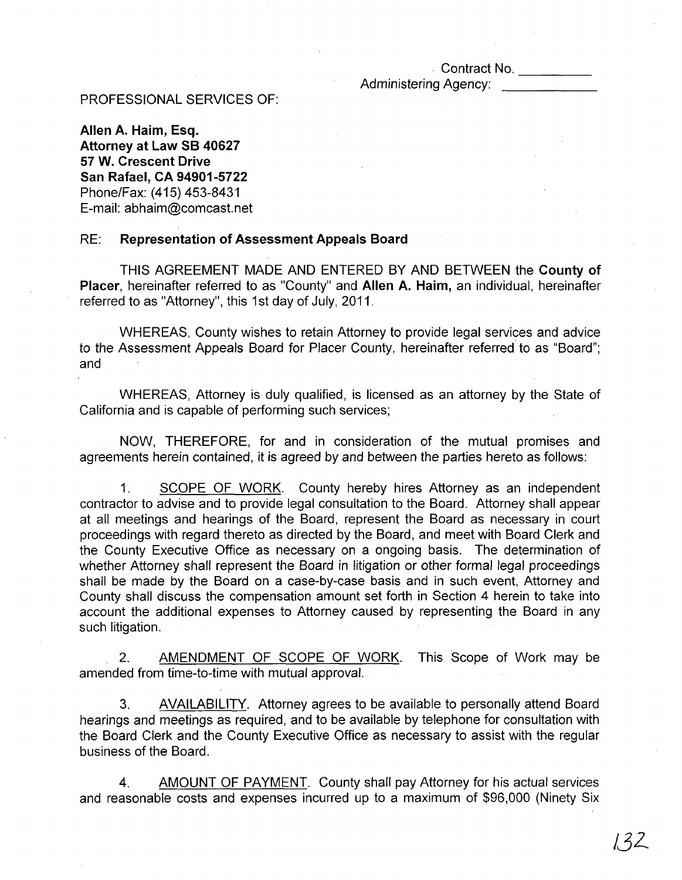Contract No. __________
Administering Agency: ____________

PROFESSIONAL SERVICES OF:

**Allen A. Haim, Esq.**
**Attorney at Law SB 40627**
**57 W. Crescent Drive**
**San Rafael, CA 94901-5722**
Phone/Fax: (415) 453-8431
E-mail: abhaim@comcast.net

RE: **Representation of Assessment Appeals Board**

THIS AGREEMENT MADE AND ENTERED BY AND BETWEEN the **County of Placer**, hereinafter referred to as "County" and **Allen A. Haim,** an individual, hereinafter referred to as "Attorney", this 1st day of July, 2011.

WHEREAS, County wishes to retain Attorney to provide legal services and advice to the Assessment Appeals Board for Placer County, hereinafter referred to as "Board"; and

WHEREAS, Attorney is duly qualified, is licensed as an attorney by the State of California and is capable of performing such services;

NOW, THEREFORE, for and in consideration of the mutual promises and agreements herein contained, it is agreed by and between the parties hereto as follows:

1. SCOPE OF WORK. County hereby hires Attorney as an independent contractor to advise and to provide legal consultation to the Board. Attorney shall appear at all meetings and hearings of the Board, represent the Board as necessary in court proceedings with regard thereto as directed by the Board, and meet with Board Clerk and the County Executive Office as necessary on a ongoing basis. The determination of whether Attorney shall represent the Board in litigation or other formal legal proceedings shall be made by the Board on a case-by-case basis and in such event, Attorney and County shall discuss the compensation amount set forth in Section 4 herein to take into account the additional expenses to Attorney caused by representing the Board in any such litigation.

2. AMENDMENT OF SCOPE OF WORK. This Scope of Work may be amended from time-to-time with mutual approval.

3. AVAILABILITY. Attorney agrees to be available to personally attend Board hearings and meetings as required, and to be available by telephone for consultation with the Board Clerk and the County Executive Office as necessary to assist with the regular business of the Board.

4. AMOUNT OF PAYMENT. County shall pay Attorney for his actual services and reasonable costs and expenses incurred up to a maximum of $96,000 (Ninety Six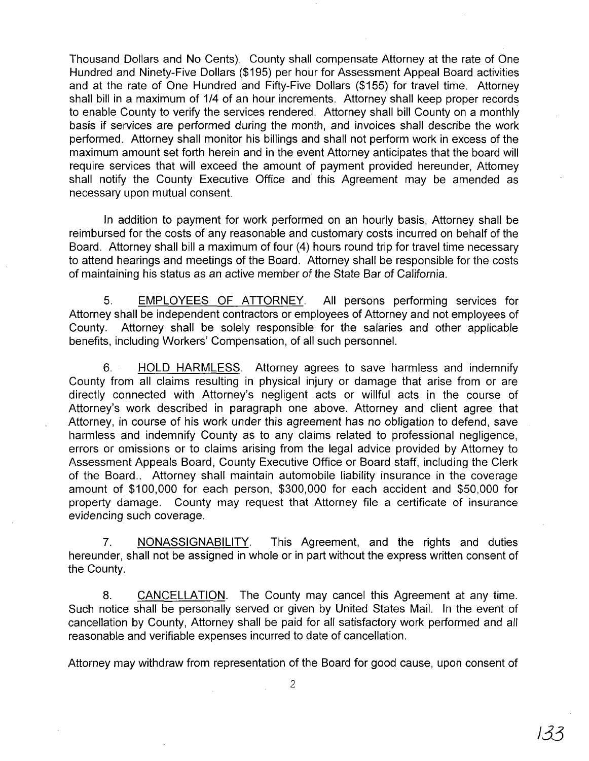Thousand Dollars and No Cents). County shall compensate Attorney at the rate of One Hundred and Ninety-Five Dollars ($195) per hour for Assessment Appeal Board activities and at the rate of One Hundred and Fifty-Five Dollars ($155) for travel time. Attorney shall bill in a maximum of 1/4 of an hour increments. Attorney shall keep proper records to enable County to verify the services rendered. Attorney shall bill County on a monthly basis if services are performed during the month, and invoices shall describe the work performed. Attorney shall monitor his billings and shall not perform work in excess of the maximum amount set forth herein and in the event Attorney anticipates that the board will require services that will exceed the amount of payment provided hereunder, Attorney shall notify the County Executive Office and this Agreement may be amended as necessary upon mutual consent.

In addition to payment for work performed on an hourly basis, Attorney shall be reimbursed for the costs of any reasonable and customary costs incurred on behalf of the Board. Attorney shall bill a maximum of four (4) hours round trip for travel time necessary to attend hearings and meetings of the Board. Attorney shall be responsible for the costs of maintaining his status as an active member of the State Bar of California.

5. EMPLOYEES OF ATTORNEY. All persons performing services for Attorney shall be independent contractors or employees of Attorney and not employees of County. Attorney shall be solely responsible for the salaries and other applicable benefits, including Workers' Compensation, of all such personnel.

6. HOLD HARMLESS. Attorney agrees to save harmless and indemnify County from all claims resulting in physical injury or damage that arise from or are directly connected with Attorney's negligent acts or willful acts in the course of Attorney's work described in paragraph one above. Attorney and client agree that Attorney, in course of his work under this agreement has no obligation to defend, save harmless and indemnify County as to any claims related to professional negligence, errors or omissions or to claims arising from the legal advice provided by Attorney to Assessment Appeals Board, County Executive Office or Board staff, including the Clerk of the Board.. Attorney shall maintain automobile liability insurance in the coverage amount of $100,000 for each person, $300,000 for each accident and $50,000 for property damage. County may request that Attorney file a certificate of insurance evidencing such coverage.

7. NONASSIGNABILITY. This Agreement, and the rights and duties hereunder, shall not be assigned in whole or in part without the express written consent of the County.

8. CANCELLATION. The County may cancel this Agreement at any time. Such notice shall be personally served or given by United States Mail. In the event of cancellation by County, Attorney shall be paid for all satisfactory work performed and all reasonable and verifiable expenses incurred to date of cancellation.

Attorney may withdraw from representation of the Board for good cause, upon consent of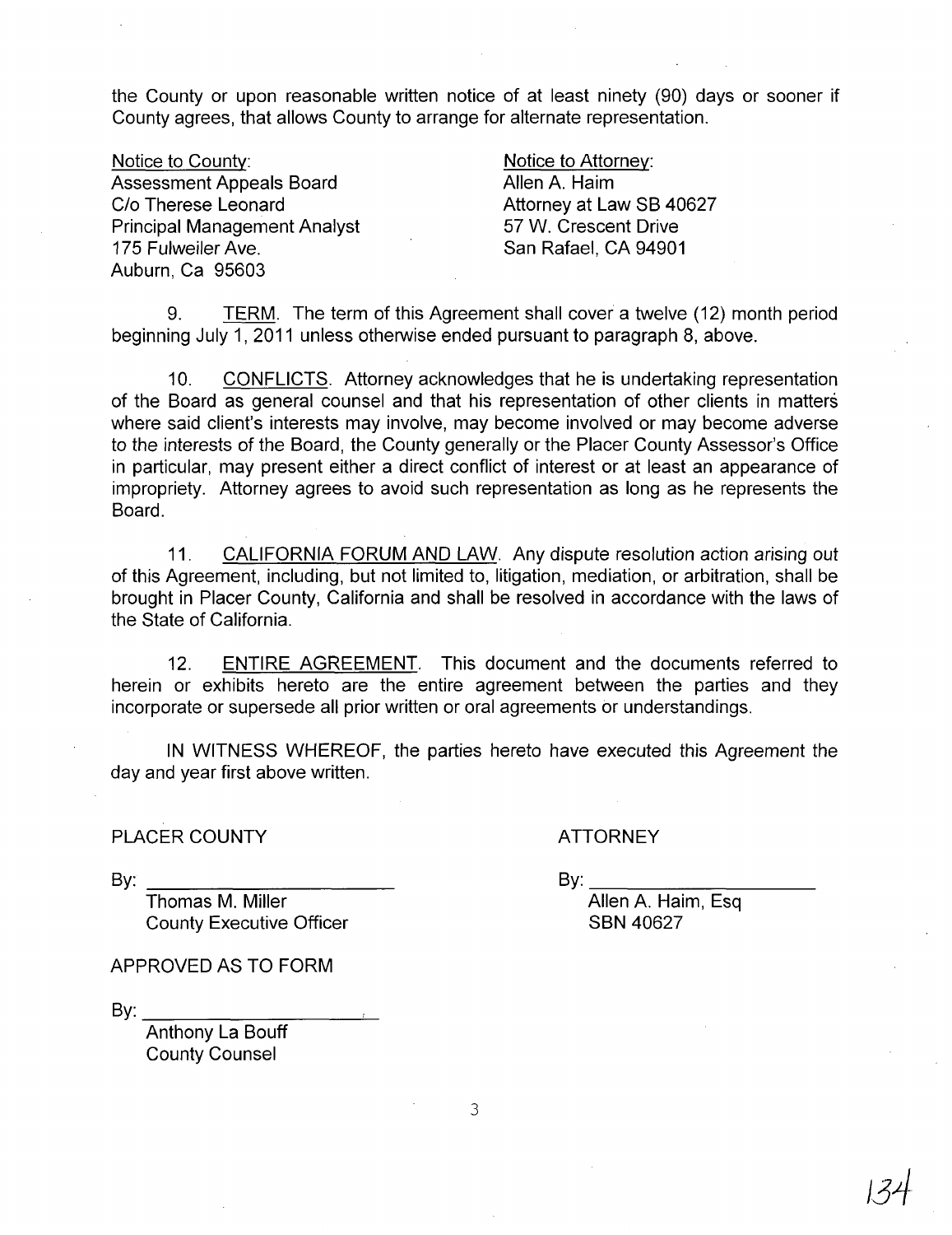the County or upon reasonable written notice of at least ninety (90) days or sooner if County agrees, that allows County to arrange for alternate representation.

Notice to County:
Assessment Appeals Board
C/o Therese Leonard
Principal Management Analyst
175 Fulweiler Ave.
Auburn, Ca 95603

Notice to Attorney:
Allen A. Haim
Attorney at Law SB 40627
57 W. Crescent Drive
San Rafael, CA 94901

9. TERM. The term of this Agreement shall cover a twelve (12) month period beginning July 1, 2011 unless otherwise ended pursuant to paragraph 8, above.

10. CONFLICTS. Attorney acknowledges that he is undertaking representation of the Board as general counsel and that his representation of other clients in matters where said client's interests may involve, may become involved or may become adverse to the interests of the Board, the County generally or the Placer County Assessor's Office in particular, may present either a direct conflict of interest or at least an appearance of impropriety. Attorney agrees to avoid such representation as long as he represents the Board.

11. CALIFORNIA FORUM AND LAW. Any dispute resolution action arising out of this Agreement, including, but not limited to, litigation, mediation, or arbitration, shall be brought in Placer County, California and shall be resolved in accordance with the laws of the State of California.

12. ENTIRE AGREEMENT. This document and the documents referred to herein or exhibits hereto are the entire agreement between the parties and they incorporate or supersede all prior written or oral agreements or understandings.

IN WITNESS WHEREOF, the parties hereto have executed this Agreement the day and year first above written.

PLACER COUNTY

By: ______________________
Thomas M. Miller
County Executive Officer

ATTORNEY

By: ______________________
Allen A. Haim, Esq
SBN 40627

APPROVED AS TO FORM

By: ______________________
Anthony La Bouff
County Counsel